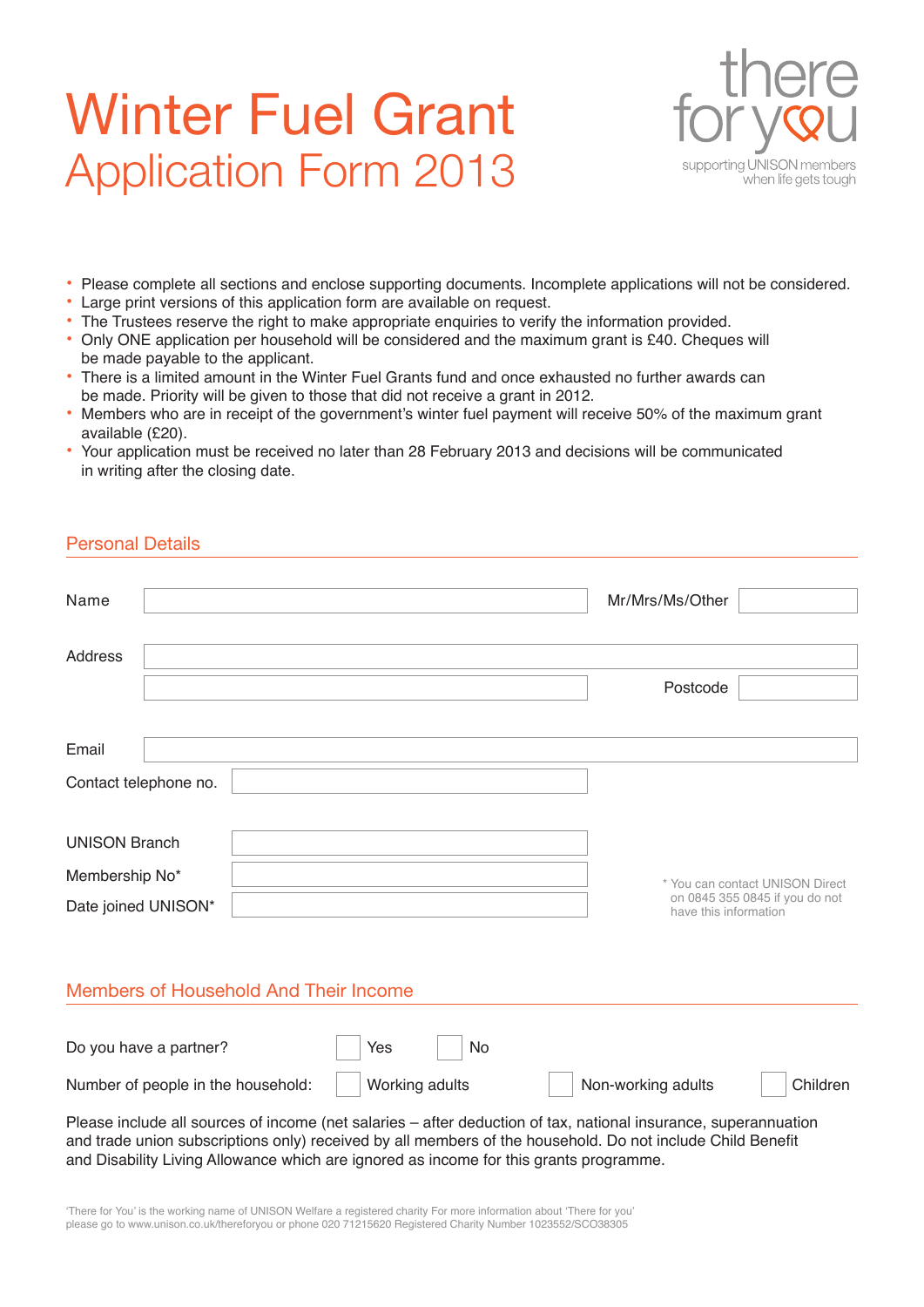# Winter Fuel Grant

## Application Form 2013

there for you
supporting UNISON members when life gets tough

- Please complete all sections and enclose supporting documents. Incomplete applications will not be considered.
- Large print versions of this application form are available on request.
- The Trustees reserve the right to make appropriate enquiries to verify the information provided.
- Only ONE application per household will be considered and the maximum grant is £40. Cheques will be made payable to the applicant.
- There is a limited amount in the Winter Fuel Grants fund and once exhausted no further awards can be made. Priority will be given to those that did not receive a grant in 2012.
- Members who are in receipt of the government's winter fuel payment will receive 50% of the maximum grant available (£20).
- Your application must be received no later than 28 February 2013 and decisions will be communicated in writing after the closing date.

### Personal Details

Name ______________________ Mr/Mrs/Ms/Other __________

Address ______________________

______________________ Postcode __________

Email ______________________

Contact telephone no. ______________________

UNISON Branch ______________________

Membership No* ______________________

Date joined UNISON* ______________________

\* You can contact UNISON Direct on 0845 355 0845 if you do not have this information

### Members of Household And Their Income

Do you have a partner? ☐ Yes ☐ No

Number of people in the household: ☐ Working adults ☐ Non-working adults ☐ Children

Please include all sources of income (net salaries – after deduction of tax, national insurance, superannuation and trade union subscriptions only) received by all members of the household. Do not include Child Benefit and Disability Living Allowance which are ignored as income for this grants programme.

'There for You' is the working name of UNISON Welfare a registered charity For more information about 'There for you' please go to www.unison.co.uk/thereforyou or phone 020 71215620 Registered Charity Number 1023552/SCO38305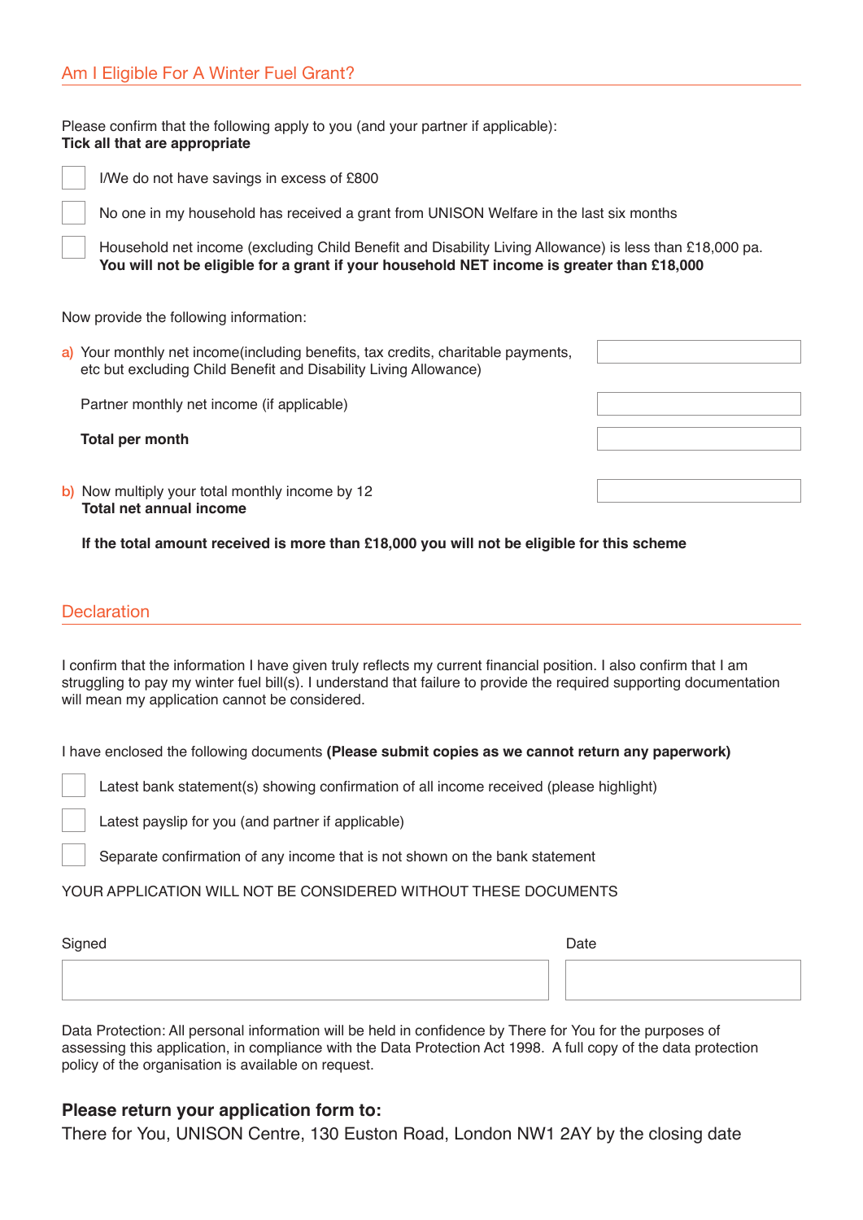## Am I Eligible For A Winter Fuel Grant?

Please confirm that the following apply to you (and your partner if applicable):
**Tick all that are appropriate**

- [ ] I/We do not have savings in excess of £800
- [ ] No one in my household has received a grant from UNISON Welfare in the last six months
- [ ] Household net income (excluding Child Benefit and Disability Living Allowance) is less than £18,000 pa. **You will not be eligible for a grant if your household NET income is greater than £18,000**

Now provide the following information:

a) Your monthly net income(including benefits, tax credits, charitable payments, etc but excluding Child Benefit and Disability Living Allowance) ____________

Partner monthly net income (if applicable) ____________

**Total per month** ____________

b) Now multiply your total monthly income by 12
**Total net annual income** ____________

**If the total amount received is more than £18,000 you will not be eligible for this scheme**

## Declaration

I confirm that the information I have given truly reflects my current financial position. I also confirm that I am struggling to pay my winter fuel bill(s). I understand that failure to provide the required supporting documentation will mean my application cannot be considered.

I have enclosed the following documents **(Please submit copies as we cannot return any paperwork)**

- [ ] Latest bank statement(s) showing confirmation of all income received (please highlight)
- [ ] Latest payslip for you (and partner if applicable)
- [ ] Separate confirmation of any income that is not shown on the bank statement

YOUR APPLICATION WILL NOT BE CONSIDERED WITHOUT THESE DOCUMENTS

Signed ____________ Date ____________

Data Protection: All personal information will be held in confidence by There for You for the purposes of assessing this application, in compliance with the Data Protection Act 1998. A full copy of the data protection policy of the organisation is available on request.

### Please return your application form to:

There for You, UNISON Centre, 130 Euston Road, London NW1 2AY by the closing date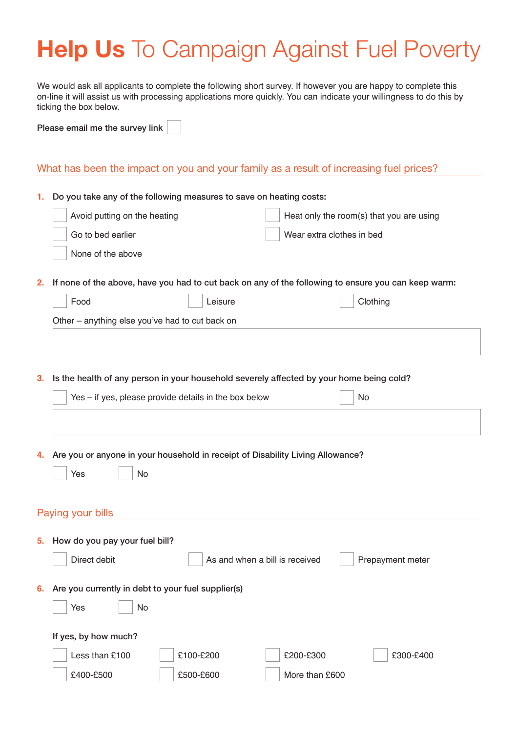# **Help Us** To Campaign Against Fuel Poverty

We would ask all applicants to complete the following short survey. If however you are happy to complete this on-line it will assist us with processing applications more quickly. You can indicate your willingness to do this by ticking the box below.

Please email me the survey link ☐

## What has been the impact on you and your family as a result of increasing fuel prices?

**1. Do you take any of the following measures to save on heating costs:**

- ☐ Avoid putting on the heating
- ☐ Heat only the room(s) that you are using
- ☐ Go to bed earlier
- ☐ Wear extra clothes in bed
- ☐ None of the above

**2. If none of the above, have you had to cut back on any of the following to ensure you can keep warm:**

- ☐ Food
- ☐ Leisure
- ☐ Clothing

Other – anything else you've had to cut back on

**3. Is the health of any person in your household severely affected by your home being cold?**

- ☐ Yes – if yes, please provide details in the box below
- ☐ No

**4. Are you or anyone in your household in receipt of Disability Living Allowance?**

- ☐ Yes
- ☐ No

## Paying your bills

**5. How do you pay your fuel bill?**

- ☐ Direct debit
- ☐ As and when a bill is received
- ☐ Prepayment meter

**6. Are you currently in debt to your fuel supplier(s)**

- ☐ Yes
- ☐ No

**If yes, by how much?**

- ☐ Less than £100
- ☐ £100-£200
- ☐ £200-£300
- ☐ £300-£400
- ☐ £400-£500
- ☐ £500-£600
- ☐ More than £600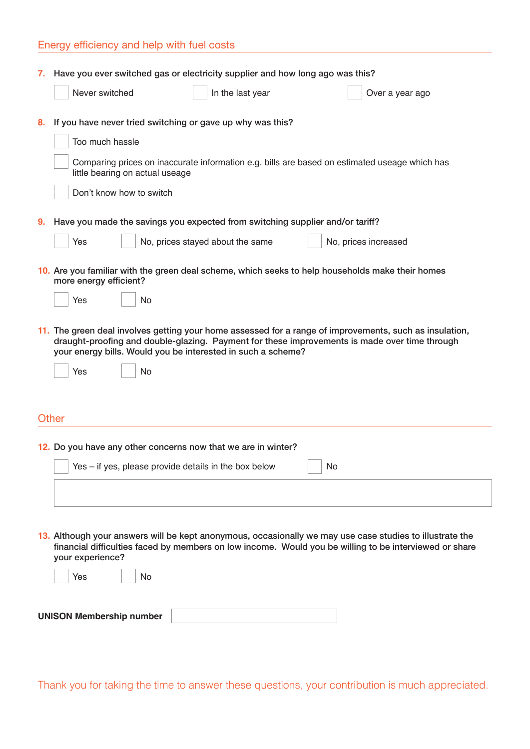## Energy efficiency and help with fuel costs

**7. Have you ever switched gas or electricity supplier and how long ago was this?**

- ☐ Never switched
- ☐ In the last year
- ☐ Over a year ago

**8. If you have never tried switching or gave up why was this?**

- ☐ Too much hassle
- ☐ Comparing prices on inaccurate information e.g. bills are based on estimated useage which has little bearing on actual useage
- ☐ Don't know how to switch

**9. Have you made the savings you expected from switching supplier and/or tariff?**

- ☐ Yes
- ☐ No, prices stayed about the same
- ☐ No, prices increased

**10. Are you familiar with the green deal scheme, which seeks to help households make their homes more energy efficient?**

- ☐ Yes
- ☐ No

**11. The green deal involves getting your home assessed for a range of improvements, such as insulation, draught-proofing and double-glazing. Payment for these improvements is made over time through your energy bills. Would you be interested in such a scheme?**

- ☐ Yes
- ☐ No

## Other

**12. Do you have any other concerns now that we are in winter?**

- ☐ Yes – if yes, please provide details in the box below
- ☐ No

**13. Although your answers will be kept anonymous, occasionally we may use case studies to illustrate the financial difficulties faced by members on low income. Would you be willing to be interviewed or share your experience?**

- ☐ Yes
- ☐ No

**UNISON Membership number**

Thank you for taking the time to answer these questions, your contribution is much appreciated.